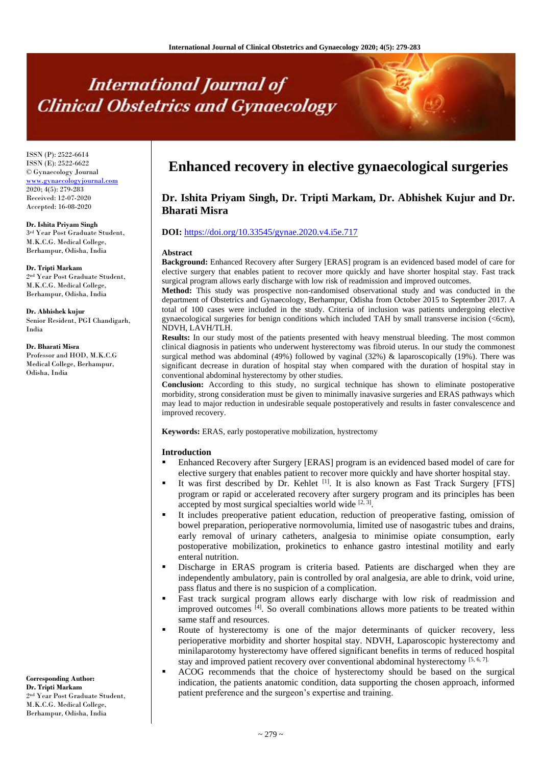# Enhanced recovery in elective gynaecological surgeries

ISSN (P): 2522-6614
ISSN (E): 2522-6622
© Gynaecology Journal
www.gynaecologyjournal.com
2020; 4(5): 279-283
Received: 12-07-2020
Accepted: 16-08-2020

**Dr. Ishita Priyam Singh**
3rd Year Post Graduate Student, M.K.C.G. Medical College, Berhampur, Odisha, India

**Dr. Tripti Markam**
2nd Year Post Graduate Student, M.K.C.G. Medical College, Berhampur, Odisha, India

**Dr. Abhishek kujur**
Senior Resident, PGI Chandigarh, India

**Dr. Bharati Misra**
Professor and HOD, M.K.C.G Medical College, Berhampur, Odisha, India

**Corresponding Author:**
**Dr. Tripti Markam**
2nd Year Post Graduate Student, M.K.C.G. Medical College, Berhampur, Odisha, India

**Dr. Ishita Priyam Singh, Dr. Tripti Markam, Dr. Abhishek Kujur and Dr. Bharati Misra**

**DOI:** https://doi.org/10.33545/gynae.2020.v4.i5e.717

## Abstract

**Background:** Enhanced Recovery after Surgery [ERAS] program is an evidenced based model of care for elective surgery that enables patient to recover more quickly and have shorter hospital stay. Fast track surgical program allows early discharge with low risk of readmission and improved outcomes.

**Method:** This study was prospective non-randomised observational study and was conducted in the department of Obstetrics and Gynaecology, Berhampur, Odisha from October 2015 to September 2017. A total of 100 cases were included in the study. Criteria of inclusion was patients undergoing elective gynaecological surgeries for benign conditions which included TAH by small transverse incision (<6cm), NDVH, LAVH/TLH.

**Results:** In our study most of the patients presented with heavy menstrual bleeding. The most common clinical diagnosis in patients who underwent hysterectomy was fibroid uterus. In our study the commonest surgical method was abdominal (49%) followed by vaginal (32%) & laparoscopically (19%). There was significant decrease in duration of hospital stay when compared with the duration of hospital stay in conventional abdominal hysterectomy by other studies.

**Conclusion:** According to this study, no surgical technique has shown to eliminate postoperative morbidity, strong consideration must be given to minimally inavasive surgeries and ERAS pathways which may lead to major reduction in undesirable sequale postoperatively and results in faster convalescence and improved recovery.

**Keywords:** ERAS, early postoperative mobilization, hystrectomy

## Introduction

- Enhanced Recovery after Surgery [ERAS] program is an evidenced based model of care for elective surgery that enables patient to recover more quickly and have shorter hospital stay.
- It was first described by Dr. Kehlet [1]. It is also known as Fast Track Surgery [FTS] program or rapid or accelerated recovery after surgery program and its principles has been accepted by most surgical specialties world wide [2, 3].
- It includes preoperative patient education, reduction of preoperative fasting, omission of bowel preparation, perioperative normovolumia, limited use of nasogastric tubes and drains, early removal of urinary catheters, analgesia to minimise opiate consumption, early postoperative mobilization, prokinetics to enhance gastro intestinal motility and early enteral nutrition.
- Discharge in ERAS program is criteria based. Patients are discharged when they are independently ambulatory, pain is controlled by oral analgesia, are able to drink, void urine, pass flatus and there is no suspicion of a complication.
- Fast track surgical program allows early discharge with low risk of readmission and improved outcomes [4]. So overall combinations allows more patients to be treated within same staff and resources.
- Route of hysterectomy is one of the major determinants of quicker recovery, less perioperative morbidity and shorter hospital stay. NDVH, Laparoscopic hysterectomy and minilaparotomy hysterectomy have offered significant benefits in terms of reduced hospital stay and improved patient recovery over conventional abdominal hysterectomy [5, 6, 7].
- ACOG recommends that the choice of hysterectomy should be based on the surgical indication, the patients anatomic condition, data supporting the chosen approach, informed patient preference and the surgeon's expertise and training.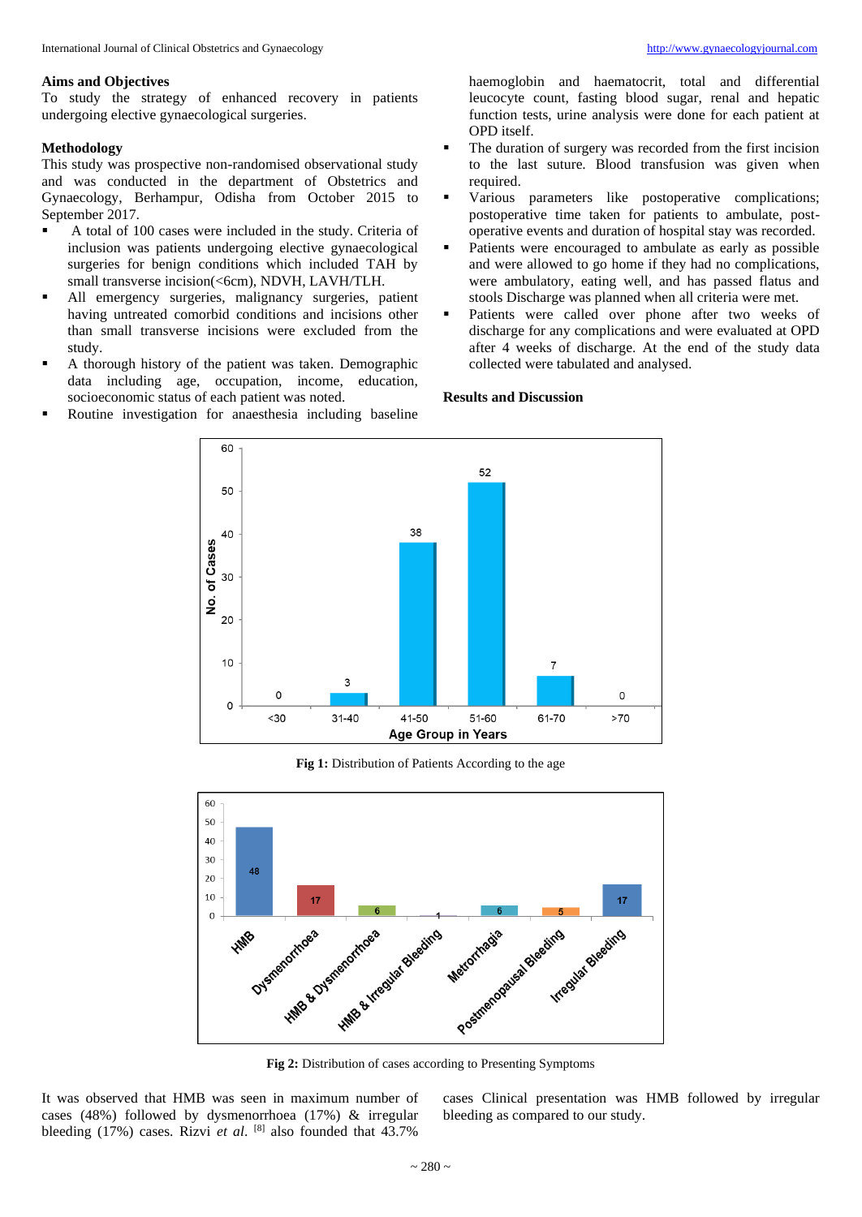## Aims and Objectives

To study the strategy of enhanced recovery in patients undergoing elective gynaecological surgeries.

## Methodology

This study was prospective non-randomised observational study and was conducted in the department of Obstetrics and Gynaecology, Berhampur, Odisha from October 2015 to September 2017.

- A total of 100 cases were included in the study. Criteria of inclusion was patients undergoing elective gynaecological surgeries for benign conditions which included TAH by small transverse incision(<6cm), NDVH, LAVH/TLH.
- All emergency surgeries, malignancy surgeries, patient having untreated comorbid conditions and incisions other than small transverse incisions were excluded from the study.
- A thorough history of the patient was taken. Demographic data including age, occupation, income, education, socioeconomic status of each patient was noted.
- Routine investigation for anaesthesia including baseline haemoglobin and haematocrit, total and differential leucocyte count, fasting blood sugar, renal and hepatic function tests, urine analysis were done for each patient at OPD itself.
- The duration of surgery was recorded from the first incision to the last suture. Blood transfusion was given when required.
- Various parameters like postoperative complications; postoperative time taken for patients to ambulate, post-operative events and duration of hospital stay was recorded.
- Patients were encouraged to ambulate as early as possible and were allowed to go home if they had no complications, were ambulatory, eating well, and has passed flatus and stools Discharge was planned when all criteria were met.
- Patients were called over phone after two weeks of discharge for any complications and were evaluated at OPD after 4 weeks of discharge. At the end of the study data collected were tabulated and analysed.

## Results and Discussion

| Age Group in Years | No. of Cases |
|---|---|
| <30 | 0 |
| 31-40 | 3 |
| 41-50 | 38 |
| 51-60 | 52 |
| 61-70 | 7 |
| >70 | 0 |

**Fig 1:** Distribution of Patients According to the age

| Presenting Symptom | No. of Cases |
|---|---|
| HMB | 48 |
| Dysmenorrhoea | 17 |
| HMB & Dysmenorrhoea | 6 |
| HMB & Irregular Bleeding | 1 |
| Metrorrhagia | 6 |
| Postmenopausal Bleeding | 5 |
| Irregular Bleeding | 17 |

**Fig 2:** Distribution of cases according to Presenting Symptoms

It was observed that HMB was seen in maximum number of cases (48%) followed by dysmenorrhoea (17%) & irregular bleeding (17%) cases. Rizvi *et al*. [8] also founded that 43.7% cases Clinical presentation was HMB followed by irregular bleeding as compared to our study.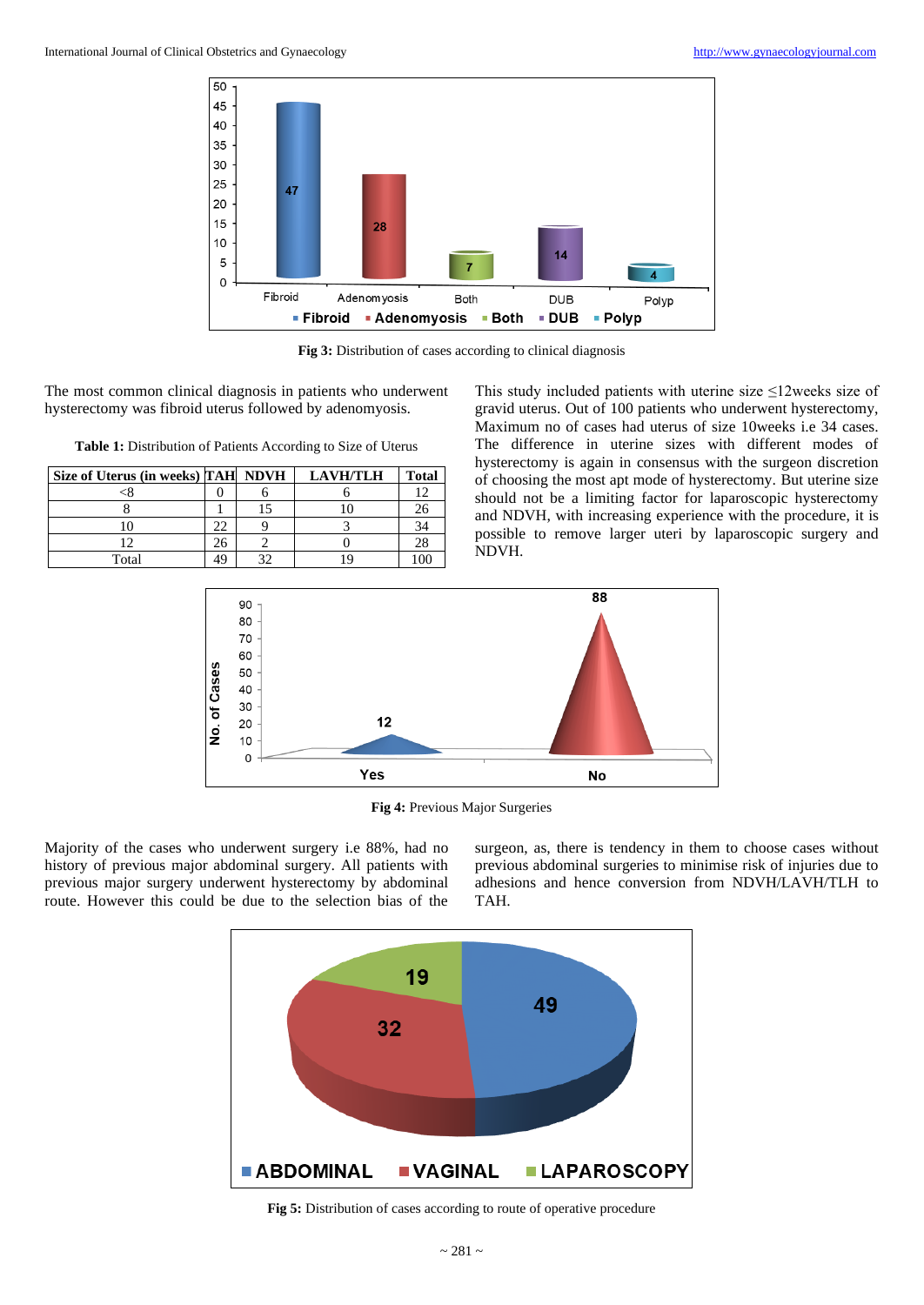Fig 3: Distribution of cases according to clinical diagnosis

The most common clinical diagnosis in patients who underwent hysterectomy was fibroid uterus followed by adenomyosis.

**Table 1:** Distribution of Patients According to Size of Uterus

| Size of Uterus (in weeks) | TAH | NDVH | LAVH/TLH | Total |
|---|---|---|---|---|
| <8 | 0 | 6 | 6 | 12 |
| 8 | 1 | 15 | 10 | 26 |
| 10 | 22 | 9 | 3 | 34 |
| 12 | 26 | 2 | 0 | 28 |
| Total | 49 | 32 | 19 | 100 |

This study included patients with uterine size ≤12weeks size of gravid uterus. Out of 100 patients who underwent hysterectomy, Maximum no of cases had uterus of size 10weeks i.e 34 cases. The difference in uterine sizes with different modes of hysterectomy is again in consensus with the surgeon discretion of choosing the most apt mode of hysterectomy. But uterine size should not be a limiting factor for laparoscopic hysterectomy and NDVH, with increasing experience with the procedure, it is possible to remove larger uteri by laparoscopic surgery and NDVH.

**Fig 4:** Previous Major Surgeries

Majority of the cases who underwent surgery i.e 88%, had no history of previous major abdominal surgery. All patients with previous major surgery underwent hysterectomy by abdominal route. However this could be due to the selection bias of the surgeon, as, there is tendency in them to choose cases without previous abdominal surgeries to minimise risk of injuries due to adhesions and hence conversion from NDVH/LAVH/TLH to TAH.

**Fig 5:** Distribution of cases according to route of operative procedure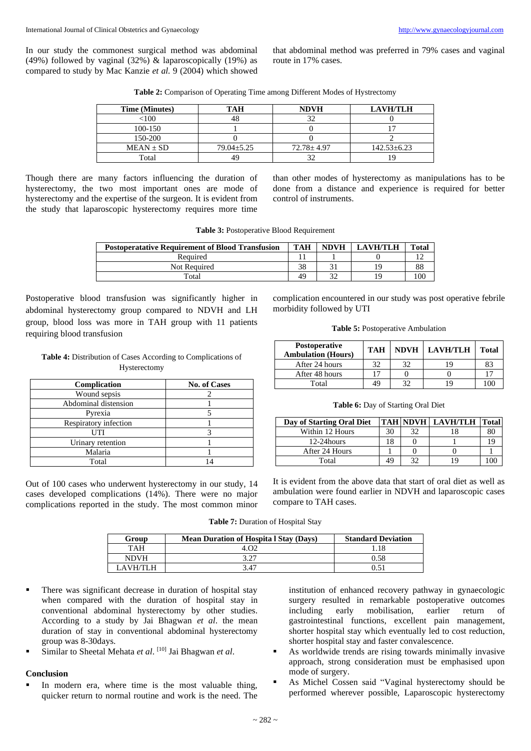In our study the commonest surgical method was abdominal (49%) followed by vaginal (32%) & laparoscopically (19%) as compared to study by Mac Kanzie *et al.* 9 (2004) which showed that abdominal method was preferred in 79% cases and vaginal route in 17% cases.

**Table 2:** Comparison of Operating Time among Different Modes of Hystrectomy

| Time (Minutes) | TAH | NDVH | LAVH/TLH |
|---|---|---|---|
| <100 | 48 | 32 | 0 |
| 100-150 | 1 | 0 | 17 |
| 150-200 | 0 | 0 | 2 |
| MEAN ± SD | 79.04±5.25 | 72.78± 4.97 | 142.53±6.23 |
| Total | 49 | 32 | 19 |

Though there are many factors influencing the duration of hysterectomy, the two most important ones are mode of hysterectomy and the expertise of the surgeon. It is evident from the study that laparoscopic hysterectomy requires more time than other modes of hysterectomy as manipulations has to be done from a distance and experience is required for better control of instruments.

**Table 3:** Postoperative Blood Requirement

| Postoperatative Requirement of Blood Transfusion | TAH | NDVH | LAVH/TLH | Total |
|---|---|---|---|---|
| Required | 11 | 1 | 0 | 12 |
| Not Required | 38 | 31 | 19 | 88 |
| Total | 49 | 32 | 19 | 100 |

Postoperative blood transfusion was significantly higher in abdominal hysterectomy group compared to NDVH and LH group, blood loss was more in TAH group with 11 patients requiring blood transfusion

**Table 4:** Distribution of Cases According to Complications of Hysterectomy

| Complication | No. of Cases |
|---|---|
| Wound sepsis | 2 |
| Abdominal distension | 1 |
| Pyrexia | 5 |
| Respiratory infection | 1 |
| UTI | 3 |
| Urinary retention | 1 |
| Malaria | 1 |
| Total | 14 |

Out of 100 cases who underwent hysterectomy in our study, 14 cases developed complications (14%). There were no major complications reported in the study. The most common minor complication encountered in our study was post operative febrile morbidity followed by UTI

**Table 5:** Postoperative Ambulation

| Postoperative Ambulation (Hours) | TAH | NDVH | LAVH/TLH | Total |
|---|---|---|---|---|
| After 24 hours | 32 | 32 | 19 | 83 |
| After 48 hours | 17 | 0 | 0 | 17 |
| Total | 49 | 32 | 19 | 100 |

**Table 6:** Day of Starting Oral Diet

| Day of Starting Oral Diet | TAH | NDVH | LAVH/TLH | Total |
|---|---|---|---|---|
| Within 12 Hours | 30 | 32 | 18 | 80 |
| 12-24hours | 18 | 0 | 1 | 19 |
| After 24 Hours | 1 | 0 | 0 | 1 |
| Total | 49 | 32 | 19 | 100 |

It is evident from the above data that start of oral diet as well as ambulation were found earlier in NDVH and laparoscopic cases compare to TAH cases.

**Table 7:** Duration of Hospital Stay

| Group | Mean Duration of Hospita l Stay (Days) | Standard Deviation |
|---|---|---|
| TAH | 4.O2 | 1.18 |
| NDVH | 3.27 | 0.58 |
| LAVH/TLH | 3.47 | 0.51 |

- There was significant decrease in duration of hospital stay when compared with the duration of hospital stay in conventional abdominal hysterectomy by other studies. According to a study by Jai Bhagwan *et al*. the mean duration of stay in conventional abdominal hysterectomy group was 8-30days.
- Similar to Sheetal Mehata *et al*. [10] Jai Bhagwan *et al*.

## Conclusion

- In modern era, where time is the most valuable thing, quicker return to normal routine and work is the need. The institution of enhanced recovery pathway in gynaecologic surgery resulted in remarkable postoperative outcomes including early mobilisation, earlier return of gastrointestinal functions, excellent pain management, shorter hospital stay which eventually led to cost reduction, shorter hospital stay and faster convalescence.
- As worldwide trends are rising towards minimally invasive approach, strong consideration must be emphasised upon mode of surgery.
- As Michel Cossen said "Vaginal hysterectomy should be performed wherever possible, Laparoscopic hysterectomy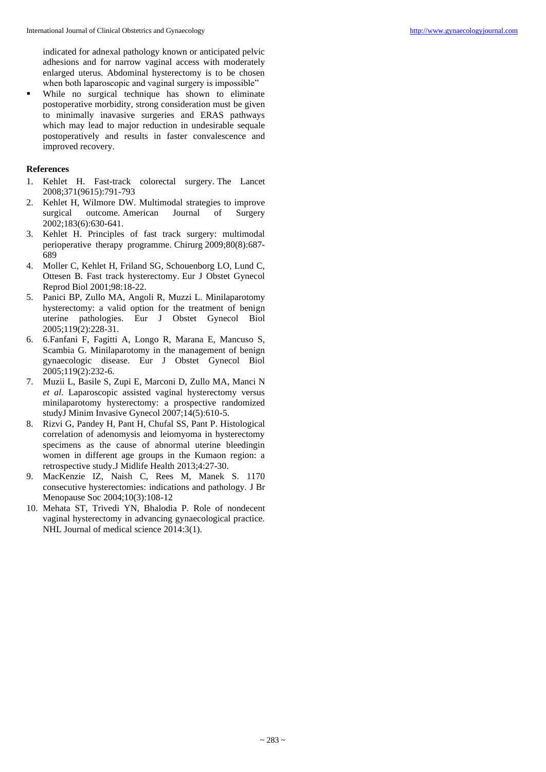indicated for adnexal pathology known or anticipated pelvic adhesions and for narrow vaginal access with moderately enlarged uterus. Abdominal hysterectomy is to be chosen when both laparoscopic and vaginal surgery is impossible"

- While no surgical technique has shown to eliminate postoperative morbidity, strong consideration must be given to minimally inavasive surgeries and ERAS pathways which may lead to major reduction in undesirable sequale postoperatively and results in faster convalescence and improved recovery.

## References

1. Kehlet H. Fast-track colorectal surgery. The Lancet 2008;371(9615):791-793
2. Kehlet H, Wilmore DW. Multimodal strategies to improve surgical outcome. American Journal of Surgery 2002;183(6):630-641.
3. Kehlet H. Principles of fast track surgery: multimodal perioperative therapy programme. Chirurg 2009;80(8):687-689
4. Moller C, Kehlet H, Friland SG, Schouenborg LO, Lund C, Ottesen B. Fast track hysterectomy. Eur J Obstet Gynecol Reprod Biol 2001;98:18-22.
5. Panici BP, Zullo MA, Angoli R, Muzzi L. Minilaparotomy hysterectomy: a valid option for the treatment of benign uterine pathologies. Eur J Obstet Gynecol Biol 2005;119(2):228-31.
6. 6.Fanfani F, Fagitti A, Longo R, Marana E, Mancuso S, Scambia G. Minilaparotomy in the management of benign gynaecologic disease. Eur J Obstet Gynecol Biol 2005;119(2):232-6.
7. Muzii L, Basile S, Zupi E, Marconi D, Zullo MA, Manci N *et al*. Laparoscopic assisted vaginal hysterectomy versus minilaparotomy hysterectomy: a prospective randomized studyJ Minim Invasive Gynecol 2007;14(5):610-5.
8. Rizvi G, Pandey H, Pant H, Chufal SS, Pant P. Histological correlation of adenomysis and leiomyoma in hysterectomy specimens as the cause of abnormal uterine bleedingin women in different age groups in the Kumaon region: a retrospective study.J Midlife Health 2013;4:27-30.
9. MacKenzie IZ, Naish C, Rees M, Manek S. 1170 consecutive hysterectomies: indications and pathology. J Br Menopause Soc 2004;10(3):108-12
10. Mehata ST, Trivedi YN, Bhalodia P. Role of nondecent vaginal hysterectomy in advancing gynaecological practice. NHL Journal of medical science 2014:3(1).